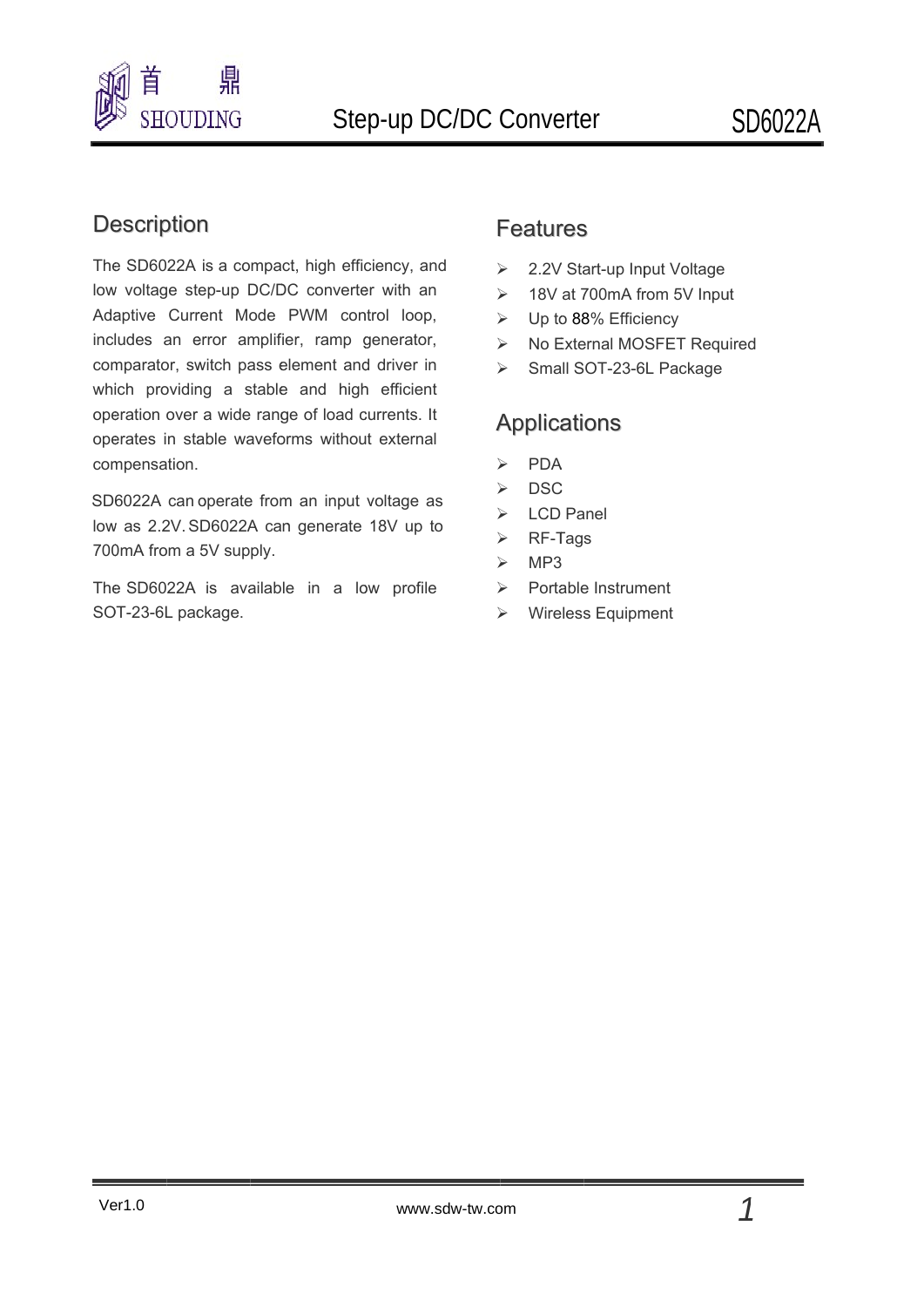# Step-up DC/DC Converter SD6022A

## Description

The SD6022A is a compact, high efficiency, and low voltage step-up DC/DC converter with an Adaptive Current Mode PWM control loop, includes an error amplifier, ramp generator, comparator, switch pass element and driver in which providing a stable and high efficient operation over a wide range of load currents. It operates in stable waveforms without external compensation.

SD6022A can operate from an input voltage as low as 2.2V. SD6022A can generate 18V up to 700mA from a 5V supply.

The SD6022A is available in a low profile SOT-23-6L package.

## Features

- 2.2V Start-up Input Voltage
- 18V at 700mA from 5V Input
- Up to 88% Efficiency
- No External MOSFET Required
- Small SOT-23-6L Package

## Applications

- PDA
- DSC
- LCD Panel
- RF-Tags
- MP3
- Portable Instrument
- Wireless Equipment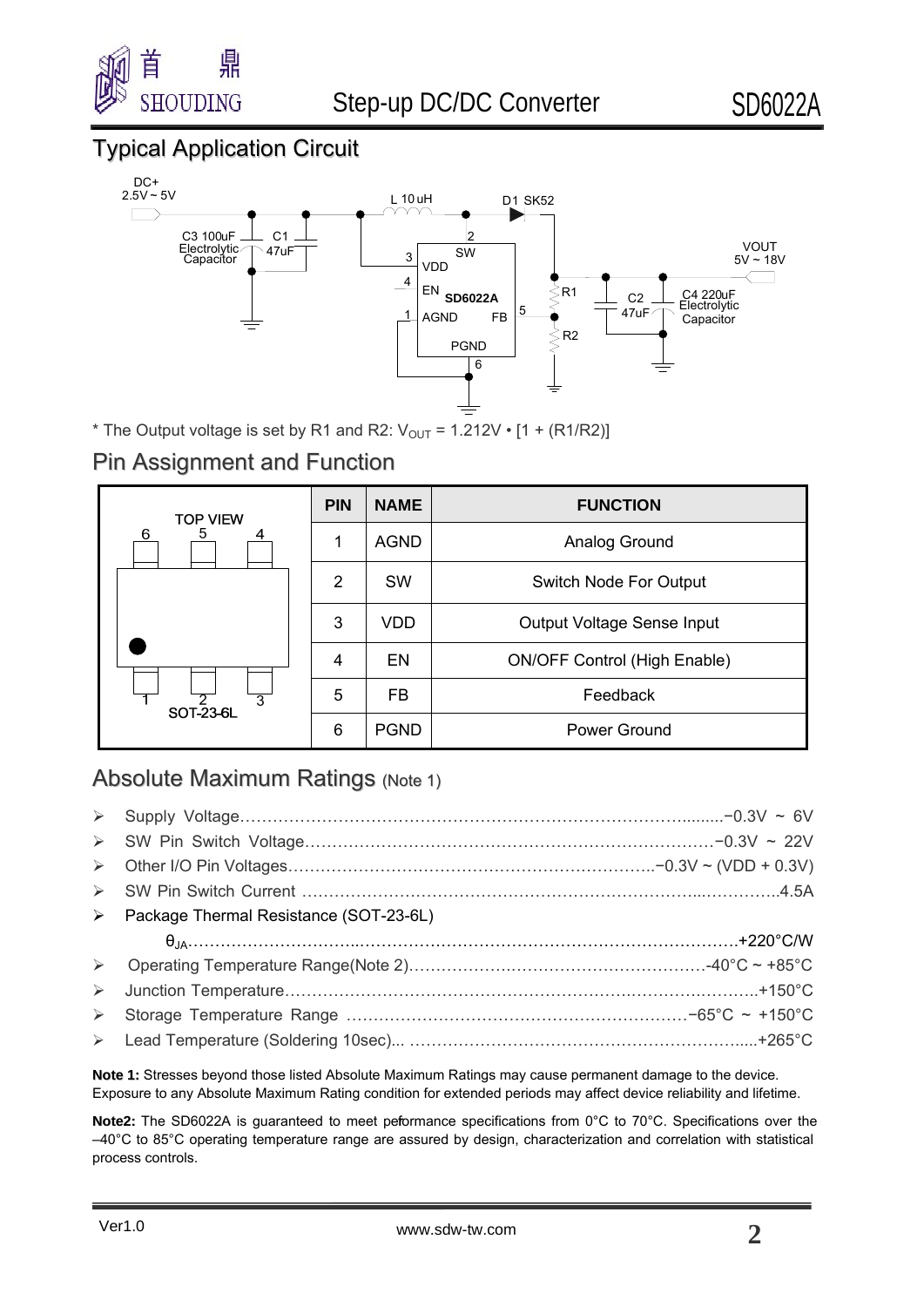## Typical Application Circuit

DC+
2.5V ~ 5V

L 10 uH

D1 SK52

C3 100uF Electrolytic Capacitor

C1 47uF

VDD

SW

EN

SD6022A

AGND

FB

PGND

R1

R2

C2 47uF

C4 220uF Electrolytic Capacitor

VOUT
5V ~ 18V

* The Output voltage is set by R1 and R2: $V_{OUT} = 1.212V \cdot [1 + (R1/R2)]$

## Pin Assignment and Function

TOP VIEW

SOT-23-6L

| PIN | NAME | FUNCTION |
|---|---|---|
| 1 | AGND | Analog Ground |
| 2 | SW | Switch Node For Output |
| 3 | VDD | Output Voltage Sense Input |
| 4 | EN | ON/OFF Control (High Enable) |
| 5 | FB | Feedback |
| 6 | PGND | Power Ground |

## Absolute Maximum Ratings (Note 1)

- Supply Voltage……………………………………………………………………………−0.3V ~ 6V
- SW Pin Switch Voltage…………………………………………………………………−0.3V ~ 22V
- Other I/O Pin Voltages………………………………………………………−0.3V ~ (VDD + 0.3V)
- SW Pin Switch Current ……………………………………………………………………4.5A
- Package Thermal Resistance (SOT-23-6L)
  - $\theta_{JA}$……………………………………………………………………………+220°C/W
- Operating Temperature Range(Note 2)……………………………………………-40°C ~ +85°C
- Junction Temperature………………………………………………………………………+150°C
- Storage Temperature Range ……………………………………………………−65°C ~ +150°C
- Lead Temperature (Soldering 10sec)... ………………………………………………………+265°C

**Note 1:** Stresses beyond those listed Absolute Maximum Ratings may cause permanent damage to the device. Exposure to any Absolute Maximum Rating condition for extended periods may affect device reliability and lifetime.

**Note2:** The SD6022A is guaranteed to meet peformance specifications from 0°C to 70°C. Specifications over the –40°C to 85°C operating temperature range are assured by design, characterization and correlation with statistical process controls.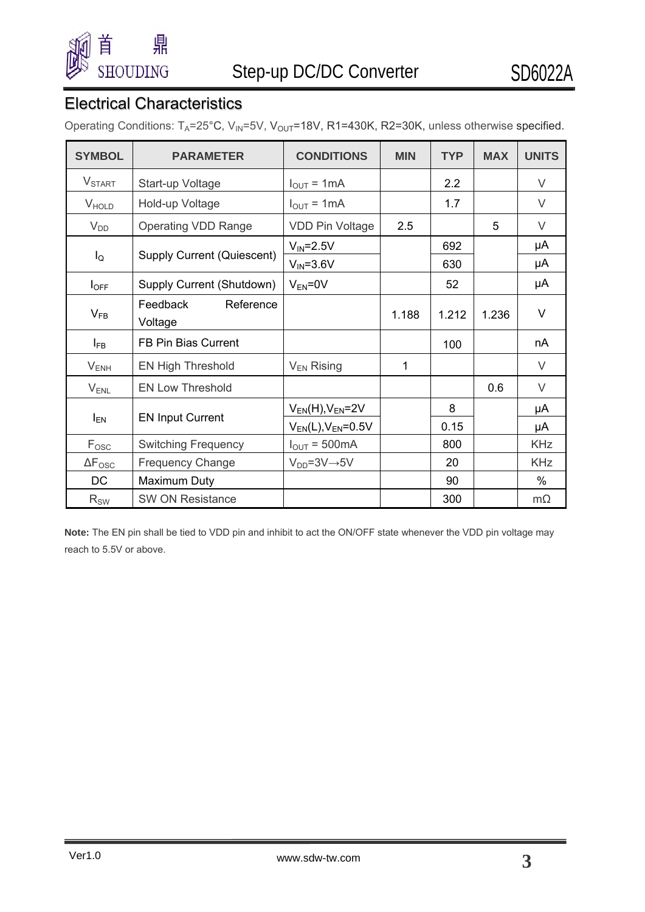## Electrical Characteristics

Operating Conditions: $T_A$=25°C, $V_{IN}$=5V, $V_{OUT}$=18V, R1=430K, R2=30K, unless otherwise specified.

| SYMBOL | PARAMETER | CONDITIONS | MIN | TYP | MAX | UNITS |
|---|---|---|---|---|---|---|
| $V_{START}$ | Start-up Voltage | $I_{OUT}$ = 1mA | | 2.2 | | V |
| $V_{HOLD}$ | Hold-up Voltage | $I_{OUT}$ = 1mA | | 1.7 | | V |
| $V_{DD}$ | Operating VDD Range | VDD Pin Voltage | 2.5 | | 5 | V |
| $I_Q$ | Supply Current (Quiescent) | $V_{IN}$=2.5V | | 692 | | μA |
| | | $V_{IN}$=3.6V | | 630 | | μA |
| $I_{OFF}$ | Supply Current (Shutdown) | $V_{EN}$=0V | | 52 | | μA |
| $V_{FB}$ | Feedback Reference Voltage | | 1.188 | 1.212 | 1.236 | V |
| $I_{FB}$ | FB Pin Bias Current | | | 100 | | nA |
| $V_{ENH}$ | EN High Threshold | $V_{EN}$ Rising | 1 | | | V |
| $V_{ENL}$ | EN Low Threshold | | | | 0.6 | V |
| $I_{EN}$ | EN Input Current | $V_{EN}$(H),$V_{EN}$=2V | | 8 | | μA |
| | | $V_{EN}$(L),$V_{EN}$=0.5V | | 0.15 | | μA |
| $F_{OSC}$ | Switching Frequency | $I_{OUT}$ = 500mA | | 800 | | KHz |
| $\Delta F_{OSC}$ | Frequency Change | $V_{DD}$=3V→5V | | 20 | | KHz |
| DC | Maximum Duty | | | 90 | | % |
| $R_{SW}$ | SW ON Resistance | | | 300 | | mΩ |

**Note:** The EN pin shall be tied to VDD pin and inhibit to act the ON/OFF state whenever the VDD pin voltage may reach to 5.5V or above.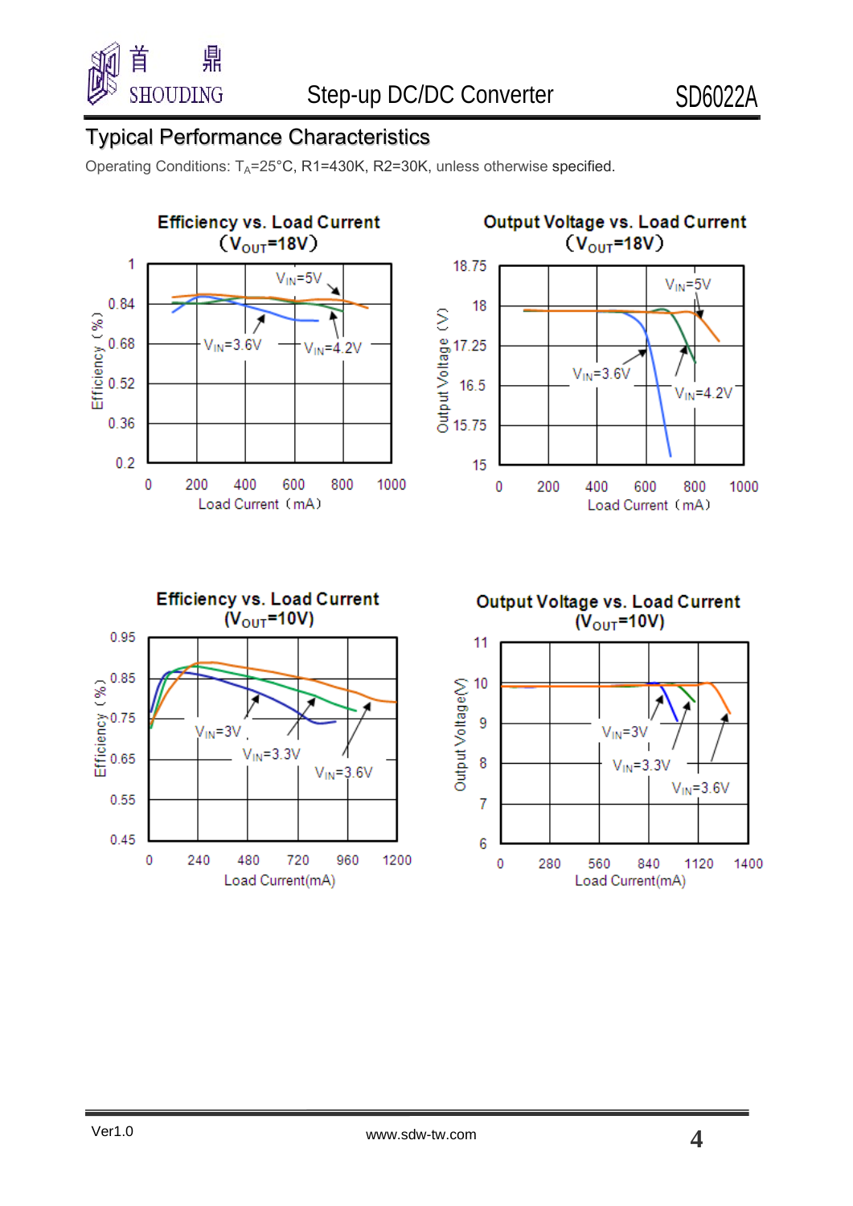## Typical Performance Characteristics

Operating Conditions: $T_A$=25°C, R1=430K, R2=30K, unless otherwise specified.

**Efficiency vs. Load Current ($V_{OUT}$=18V)**

Efficiency (%)

1
0.84
0.68
0.52
0.36
0.2

0 200 400 600 800 1000

Load Current (mA)

$V_{IN}$=5V
$V_{IN}$=3.6V
$V_{IN}$=4.2V

**Output Voltage vs. Load Current ($V_{OUT}$=18V)**

Output Voltage (V)

18.75
18
17.25
16.5
15.75
15

0 200 400 600 800 1000

Load Current (mA)

$V_{IN}$=5V
$V_{IN}$=3.6V
$V_{IN}$=4.2V

**Efficiency vs. Load Current ($V_{OUT}$=10V)**

Efficiency (%)

0.95
0.85
0.75
0.65
0.55
0.45

0 240 480 720 960 1200

Load Current(mA)

$V_{IN}$=3V
$V_{IN}$=3.3V
$V_{IN}$=3.6V

**Output Voltage vs. Load Current ($V_{OUT}$=10V)**

Output Voltage(V)

11
10
9
8
7
6

0 280 560 840 1120 1400

Load Current(mA)

$V_{IN}$=3V
$V_{IN}$=3.3V
$V_{IN}$=3.6V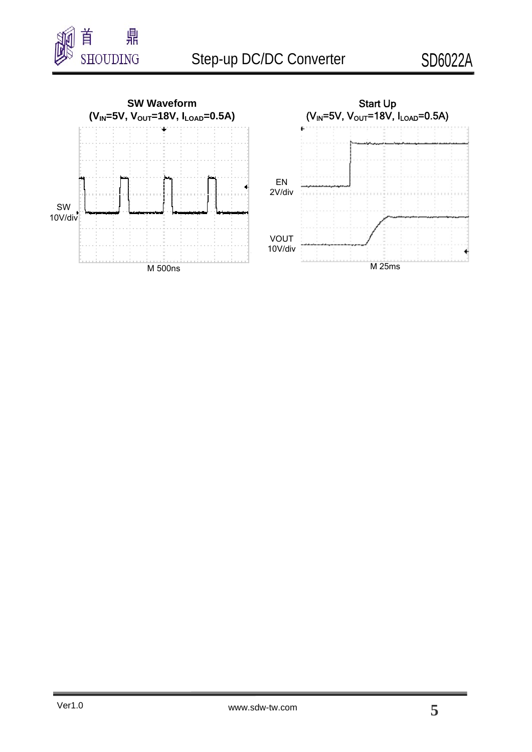**SW Waveform**
**($V_{IN}$=5V, $V_{OUT}$=18V, $I_{LOAD}$=0.5A)**

SW
10V/div

M 500ns

Start Up
($V_{IN}$=5V, $V_{OUT}$=18V, $I_{LOAD}$=0.5A)

EN
2V/div

VOUT
10V/div

M 25ms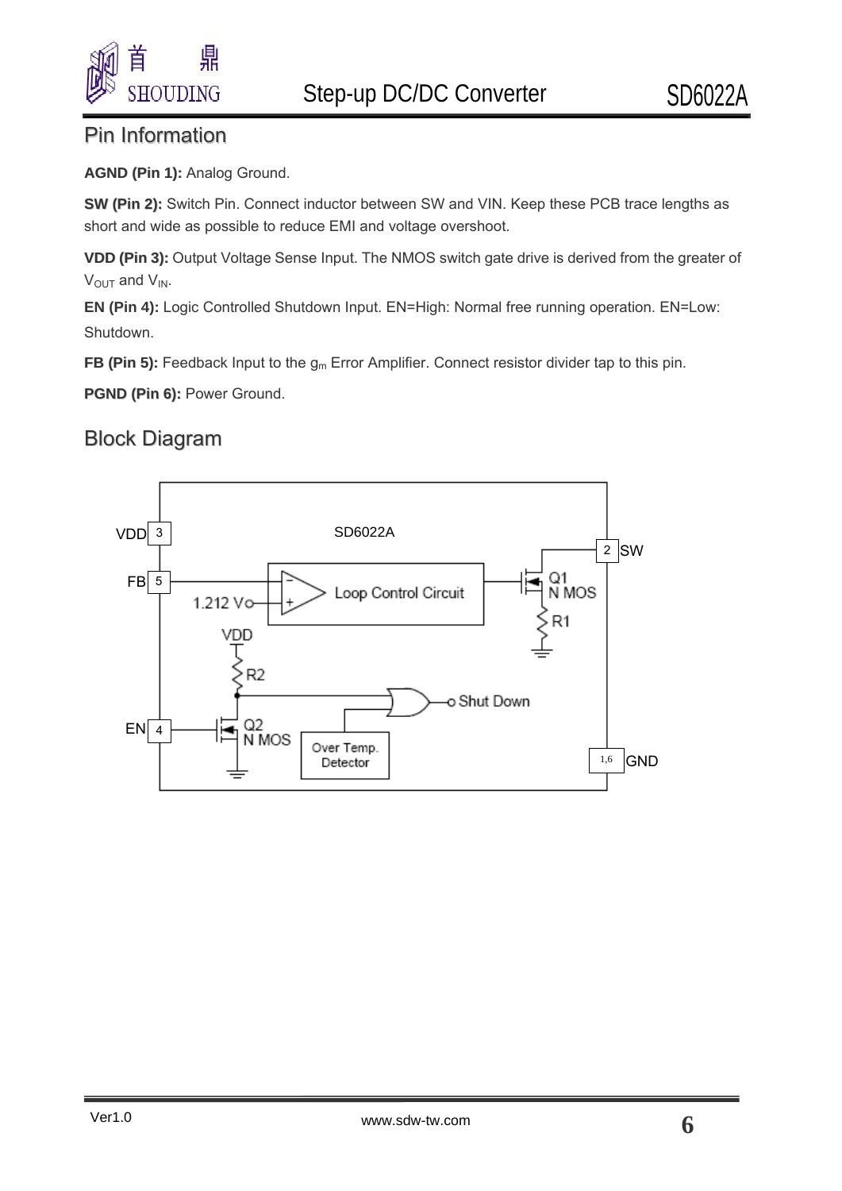## Pin Information

**AGND (Pin 1):** Analog Ground.

**SW (Pin 2):** Switch Pin. Connect inductor between SW and VIN. Keep these PCB trace lengths as short and wide as possible to reduce EMI and voltage overshoot.

**VDD (Pin 3):** Output Voltage Sense Input. The NMOS switch gate drive is derived from the greater of $V_{OUT}$ and $V_{IN}$.

**EN (Pin 4):** Logic Controlled Shutdown Input. EN=High: Normal free running operation. EN=Low: Shutdown.

**FB (Pin 5):** Feedback Input to the $g_m$ Error Amplifier. Connect resistor divider tap to this pin.

**PGND (Pin 6):** Power Ground.

## Block Diagram

VDD 3 | SD6022A | 2 SW | FB 5 | 1.212 V | Loop Control Circuit | Q1 N MOS | R1 | VDD | R2 | Shut Down | EN 4 | Q2 N MOS | Over Temp. Detector | 1,6 GND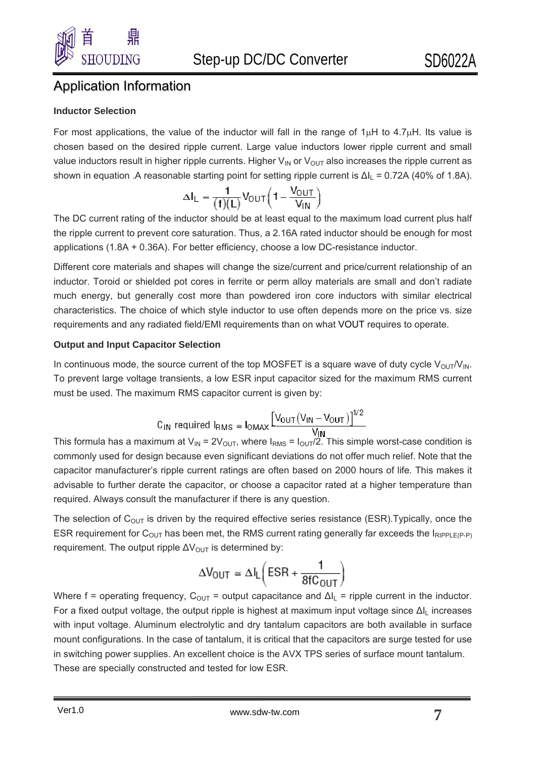## Application Information

**Inductor Selection**

For most applications, the value of the inductor will fall in the range of 1μH to 4.7μH. Its value is chosen based on the desired ripple current. Large value inductors lower ripple current and small value inductors result in higher ripple currents. Higher $V_{IN}$ or $V_{OUT}$ also increases the ripple current as shown in equation .A reasonable starting point for setting ripple current is $\Delta I_L$ = 0.72A (40% of 1.8A).

$$\Delta I_L = \frac{1}{(f)(L)} V_{OUT}\left(1 - \frac{V_{OUT}}{V_{IN}}\right)$$

The DC current rating of the inductor should be at least equal to the maximum load current plus half the ripple current to prevent core saturation. Thus, a 2.16A rated inductor should be enough for most applications (1.8A + 0.36A). For better efficiency, choose a low DC-resistance inductor.

Different core materials and shapes will change the size/current and price/current relationship of an inductor. Toroid or shielded pot cores in ferrite or perm alloy materials are small and don't radiate much energy, but generally cost more than powdered iron core inductors with similar electrical characteristics. The choice of which style inductor to use often depends more on the price vs. size requirements and any radiated field/EMI requirements than on what VOUT requires to operate.

**Output and Input Capacitor Selection**

In continuous mode, the source current of the top MOSFET is a square wave of duty cycle $V_{OUT}/V_{IN}$. To prevent large voltage transients, a low ESR input capacitor sized for the maximum RMS current must be used. The maximum RMS capacitor current is given by:

$$C_{IN} \text{ required } I_{RMS} \cong I_{OMAX} \frac{\left[V_{OUT}\left(V_{IN} - V_{OUT}\right)\right]^{1/2}}{V_{IN}}$$

This formula has a maximum at $V_{IN} = 2V_{OUT}$, where $I_{RMS} = I_{OUT}/2$. This simple worst-case condition is commonly used for design because even significant deviations do not offer much relief. Note that the capacitor manufacturer's ripple current ratings are often based on 2000 hours of life. This makes it advisable to further derate the capacitor, or choose a capacitor rated at a higher temperature than required. Always consult the manufacturer if there is any question.

The selection of $C_{OUT}$ is driven by the required effective series resistance (ESR).Typically, once the ESR requirement for $C_{OUT}$ has been met, the RMS current rating generally far exceeds the $I_{RIPPLE(P-P)}$ requirement. The output ripple $\Delta V_{OUT}$ is determined by:

$$\Delta V_{OUT} \cong \Delta I_L\left(ESR + \frac{1}{8fC_{OUT}}\right)$$

Where f = operating frequency, $C_{OUT}$ = output capacitance and $\Delta I_L$ = ripple current in the inductor. For a fixed output voltage, the output ripple is highest at maximum input voltage since $\Delta I_L$ increases with input voltage. Aluminum electrolytic and dry tantalum capacitors are both available in surface mount configurations. In the case of tantalum, it is critical that the capacitors are surge tested for use in switching power supplies. An excellent choice is the AVX TPS series of surface mount tantalum. These are specially constructed and tested for low ESR.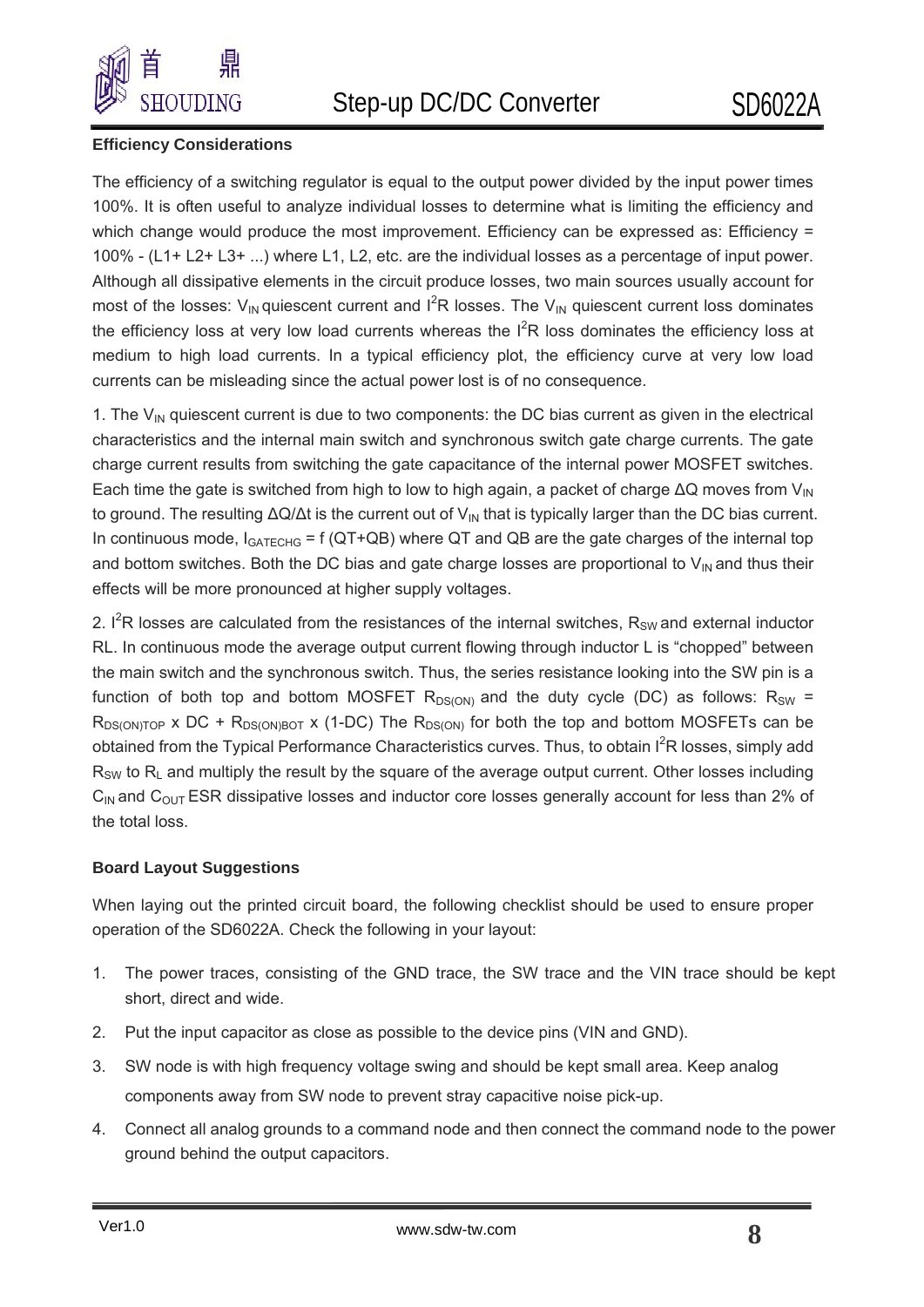### Efficiency Considerations

The efficiency of a switching regulator is equal to the output power divided by the input power times 100%. It is often useful to analyze individual losses to determine what is limiting the efficiency and which change would produce the most improvement. Efficiency can be expressed as: Efficiency = 100% - (L1+ L2+ L3+ ...) where L1, L2, etc. are the individual losses as a percentage of input power. Although all dissipative elements in the circuit produce losses, two main sources usually account for most of the losses: $V_{IN}$ quiescent current and $I^2R$ losses. The $V_{IN}$ quiescent current loss dominates the efficiency loss at very low load currents whereas the $I^2R$ loss dominates the efficiency loss at medium to high load currents. In a typical efficiency plot, the efficiency curve at very low load currents can be misleading since the actual power lost is of no consequence.

1. The $V_{IN}$ quiescent current is due to two components: the DC bias current as given in the electrical characteristics and the internal main switch and synchronous switch gate charge currents. The gate charge current results from switching the gate capacitance of the internal power MOSFET switches. Each time the gate is switched from high to low to high again, a packet of charge $\Delta Q$ moves from $V_{IN}$ to ground. The resulting $\Delta Q/\Delta t$ is the current out of $V_{IN}$ that is typically larger than the DC bias current. In continuous mode, $I_{GATECHG} = f(QT+QB)$ where QT and QB are the gate charges of the internal top and bottom switches. Both the DC bias and gate charge losses are proportional to $V_{IN}$ and thus their effects will be more pronounced at higher supply voltages.

2. $I^2R$ losses are calculated from the resistances of the internal switches, $R_{SW}$ and external inductor RL. In continuous mode the average output current flowing through inductor L is "chopped" between the main switch and the synchronous switch. Thus, the series resistance looking into the SW pin is a function of both top and bottom MOSFET $R_{DS(ON)}$ and the duty cycle (DC) as follows: $R_{SW} = R_{DS(ON)TOP} \times DC + R_{DS(ON)BOT} \times (1\text{-}DC)$ The $R_{DS(ON)}$ for both the top and bottom MOSFETs can be obtained from the Typical Performance Characteristics curves. Thus, to obtain $I^2R$ losses, simply add $R_{SW}$ to $R_L$ and multiply the result by the square of the average output current. Other losses including $C_{IN}$ and $C_{OUT}$ ESR dissipative losses and inductor core losses generally account for less than 2% of the total loss.

### Board Layout Suggestions

When laying out the printed circuit board, the following checklist should be used to ensure proper operation of the SD6022A. Check the following in your layout:

1. The power traces, consisting of the GND trace, the SW trace and the VIN trace should be kept short, direct and wide.
2. Put the input capacitor as close as possible to the device pins (VIN and GND).
3. SW node is with high frequency voltage swing and should be kept small area. Keep analog components away from SW node to prevent stray capacitive noise pick-up.
4. Connect all analog grounds to a command node and then connect the command node to the power ground behind the output capacitors.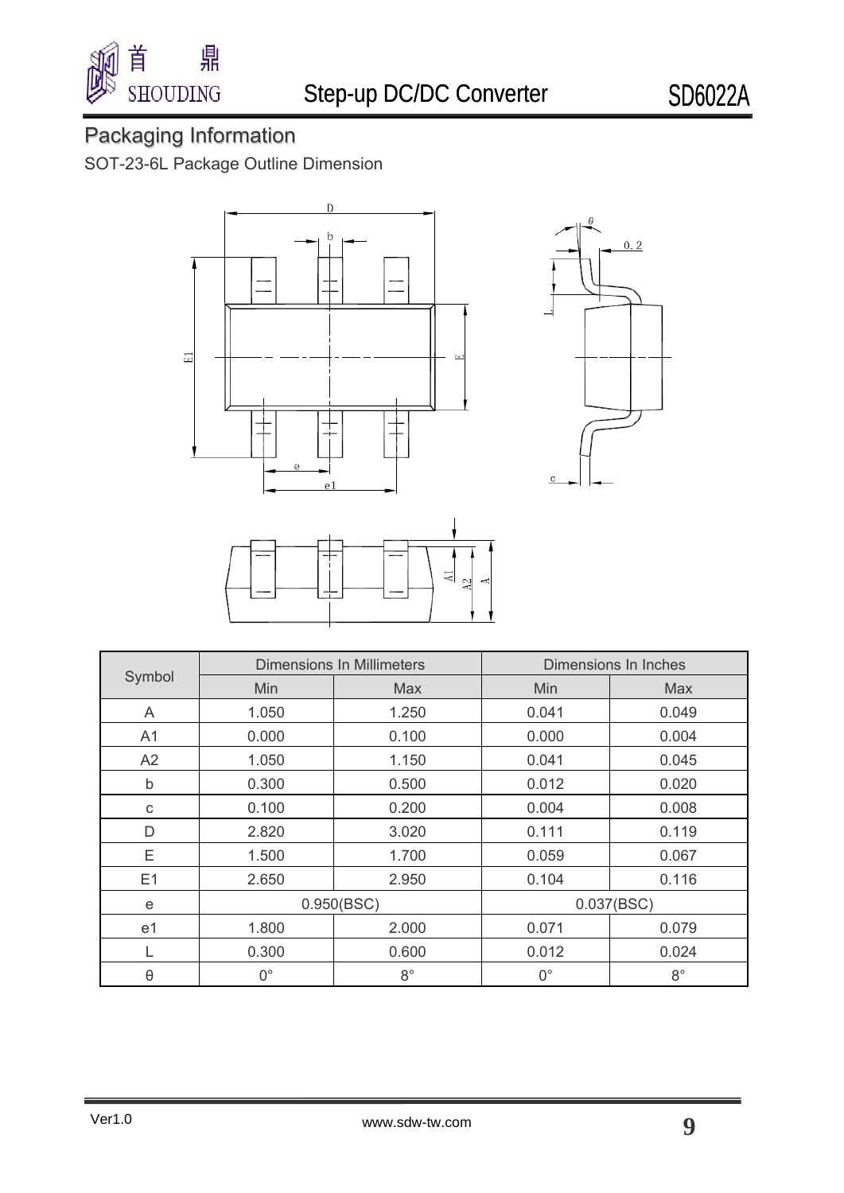## Packaging Information

SOT-23-6L Package Outline Dimension

| Symbol | Dimensions In Millimeters | | Dimensions In Inches | |
|---|---|---|---|---|
| | Min | Max | Min | Max |
| A | 1.050 | 1.250 | 0.041 | 0.049 |
| A1 | 0.000 | 0.100 | 0.000 | 0.004 |
| A2 | 1.050 | 1.150 | 0.041 | 0.045 |
| b | 0.300 | 0.500 | 0.012 | 0.020 |
| c | 0.100 | 0.200 | 0.004 | 0.008 |
| D | 2.820 | 3.020 | 0.111 | 0.119 |
| E | 1.500 | 1.700 | 0.059 | 0.067 |
| E1 | 2.650 | 2.950 | 0.104 | 0.116 |
| e | 0.950(BSC) | | 0.037(BSC) | |
| e1 | 1.800 | 2.000 | 0.071 | 0.079 |
| L | 0.300 | 0.600 | 0.012 | 0.024 |
| θ | 0° | 8° | 0° | 8° |